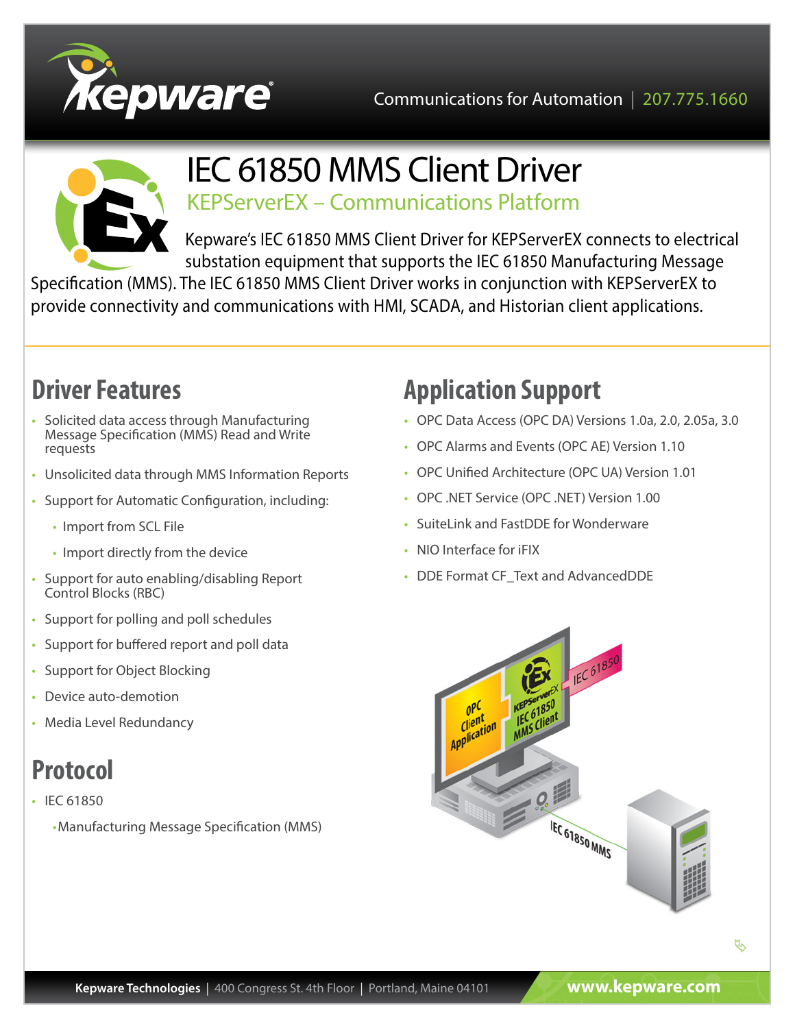Communications for Automation | 207.775.1660

# IEC 61850 MMS Client Driver

## KEPServerEX – Communications Platform

Kepware's IEC 61850 MMS Client Driver for KEPServerEX connects to electrical substation equipment that supports the IEC 61850 Manufacturing Message Specification (MMS). The IEC 61850 MMS Client Driver works in conjunction with KEPServerEX to provide connectivity and communications with HMI, SCADA, and Historian client applications.

## Driver Features

- Solicited data access through Manufacturing Message Specification (MMS) Read and Write requests
- Unsolicited data through MMS Information Reports
- Support for Automatic Configuration, including:
  - Import from SCL File
  - Import directly from the device
- Support for auto enabling/disabling Report Control Blocks (RBC)
- Support for polling and poll schedules
- Support for buffered report and poll data
- Support for Object Blocking
- Device auto-demotion
- Media Level Redundancy

## Protocol

- IEC 61850
  - Manufacturing Message Specification (MMS)

## Application Support

- OPC Data Access (OPC DA) Versions 1.0a, 2.0, 2.05a, 3.0
- OPC Alarms and Events (OPC AE) Version 1.10
- OPC Unified Architecture (OPC UA) Version 1.01
- OPC .NET Service (OPC .NET) Version 1.00
- SuiteLink and FastDDE for Wonderware
- NIO Interface for iFIX
- DDE Format CF_Text and AdvancedDDE

**Kepware Technologies** | 400 Congress St. 4th Floor | Portland, Maine 04101 **www.kepware.com**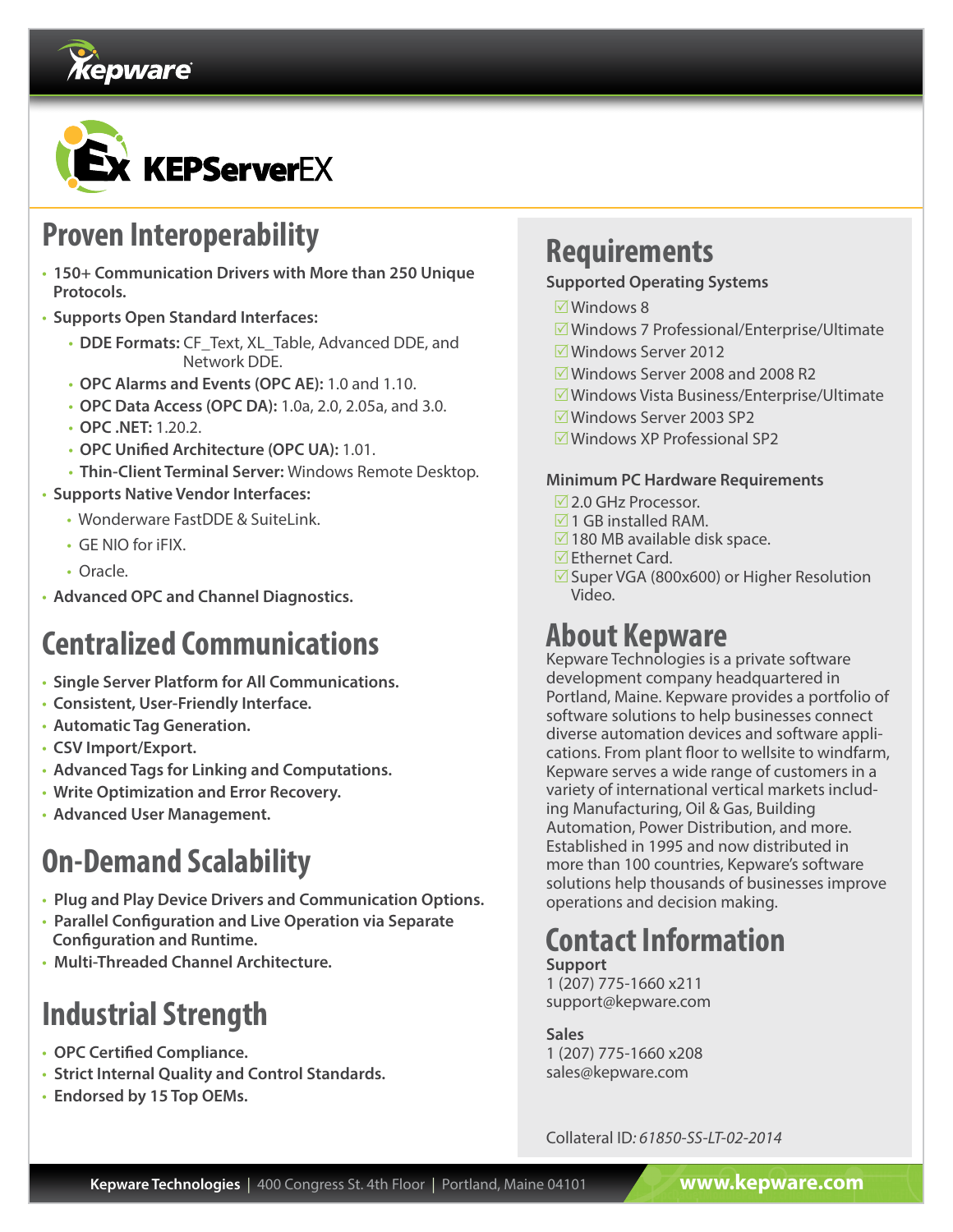# KEPServerEX

## Proven Interoperability

- **150+ Communication Drivers with More than 250 Unique Protocols.**
- **Supports Open Standard Interfaces:**
  - **DDE Formats:** CF_Text, XL_Table, Advanced DDE, and Network DDE.
  - **OPC Alarms and Events (OPC AE):** 1.0 and 1.10.
  - **OPC Data Access (OPC DA):** 1.0a, 2.0, 2.05a, and 3.0.
  - **OPC .NET:** 1.20.2.
  - **OPC Unified Architecture (OPC UA):** 1.01.
  - **Thin-Client Terminal Server:** Windows Remote Desktop.
- **Supports Native Vendor Interfaces:**
  - Wonderware FastDDE & SuiteLink.
  - GE NIO for iFIX.
  - Oracle.
- **Advanced OPC and Channel Diagnostics.**

## Centralized Communications

- **Single Server Platform for All Communications.**
- **Consistent, User-Friendly Interface.**
- **Automatic Tag Generation.**
- **CSV Import/Export.**
- **Advanced Tags for Linking and Computations.**
- **Write Optimization and Error Recovery.**
- **Advanced User Management.**

## On-Demand Scalability

- **Plug and Play Device Drivers and Communication Options.**
- **Parallel Configuration and Live Operation via Separate Configuration and Runtime.**
- **Multi-Threaded Channel Architecture.**

## Industrial Strength

- **OPC Certified Compliance.**
- **Strict Internal Quality and Control Standards.**
- **Endorsed by 15 Top OEMs.**

## Requirements

**Supported Operating Systems**

- ☑ Windows 8
- ☑ Windows 7 Professional/Enterprise/Ultimate
- ☑ Windows Server 2012
- ☑ Windows Server 2008 and 2008 R2
- ☑ Windows Vista Business/Enterprise/Ultimate
- ☑ Windows Server 2003 SP2
- ☑ Windows XP Professional SP2

**Minimum PC Hardware Requirements**

- ☑ 2.0 GHz Processor.
- ☑ 1 GB installed RAM.
- ☑ 180 MB available disk space.
- ☑ Ethernet Card.
- ☑ Super VGA (800x600) or Higher Resolution Video.

## About Kepware

Kepware Technologies is a private software development company headquartered in Portland, Maine. Kepware provides a portfolio of software solutions to help businesses connect diverse automation devices and software applications. From plant floor to wellsite to windfarm, Kepware serves a wide range of customers in a variety of international vertical markets including Manufacturing, Oil & Gas, Building Automation, Power Distribution, and more. Established in 1995 and now distributed in more than 100 countries, Kepware's software solutions help thousands of businesses improve operations and decision making.

## Contact Information

**Support**
1 (207) 775-1660 x211
support@kepware.com

**Sales**
1 (207) 775-1660 x208
sales@kepware.com

Collateral ID: *61850-SS-LT-02-2014*

**Kepware Technologies** | 400 Congress St. 4th Floor | Portland, Maine 04101 **www.kepware.com**